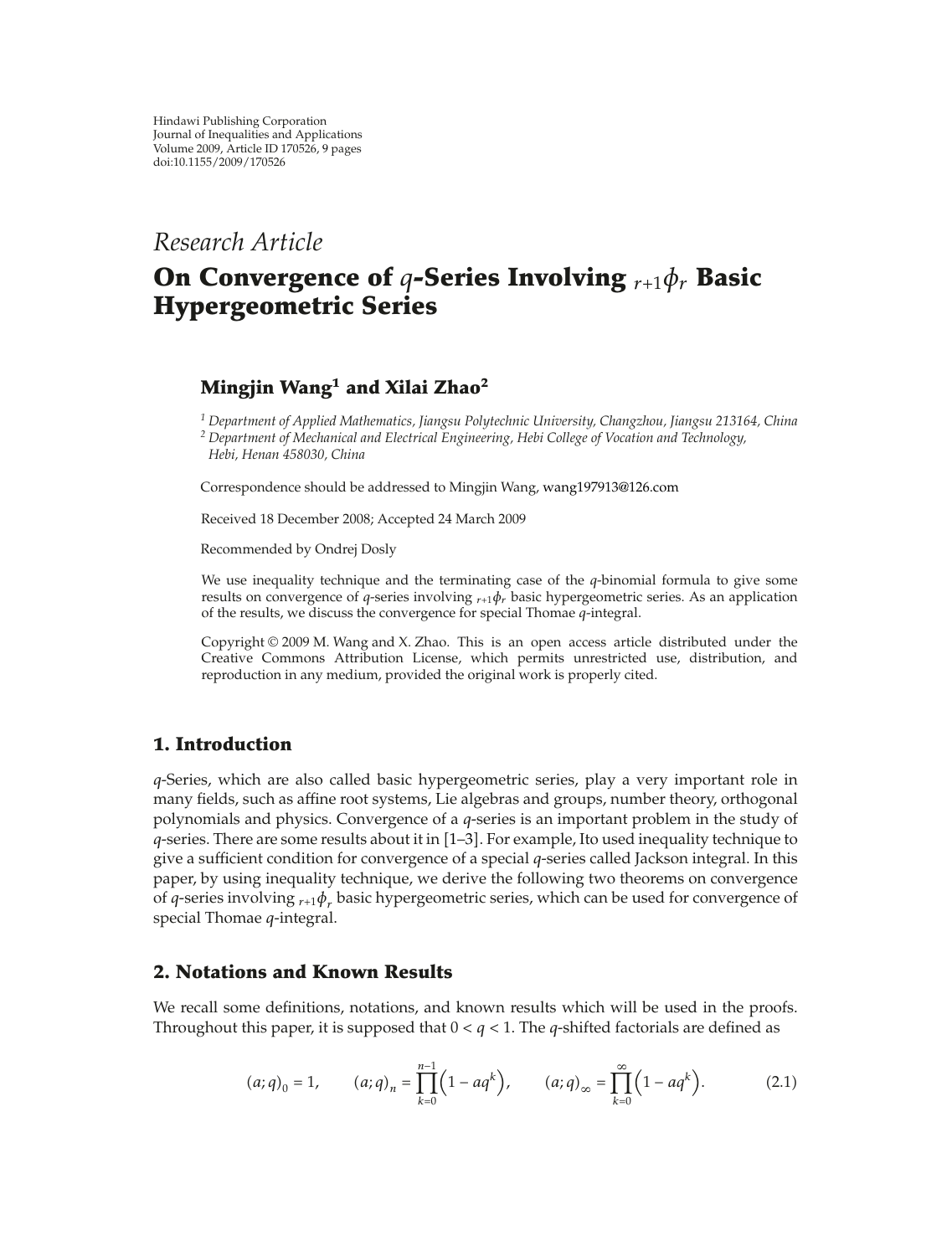Hindawi Publishing Corporation
Journal of Inequalities and Applications
Volume 2009, Article ID 170526, 9 pages
doi:10.1155/2009/170526

*Research Article*

# On Convergence of $q$-Series Involving $_{r+1}\phi_r$ Basic Hypergeometric Series

**Mingjin Wang[1] and Xilai Zhao[2]**

[1] *Department of Applied Mathematics, Jiangsu Polytechnic University, Changzhou, Jiangsu 213164, China*
[2] *Department of Mechanical and Electrical Engineering, Hebi College of Vocation and Technology, Hebi, Henan 458030, China*

Correspondence should be addressed to Mingjin Wang, wang197913@126.com

Received 18 December 2008; Accepted 24 March 2009

Recommended by Ondrej Dosly

We use inequality technique and the terminating case of the $q$-binomial formula to give some results on convergence of $q$-series involving $_{r+1}\phi_r$ basic hypergeometric series. As an application of the results, we discuss the convergence for special Thomae $q$-integral.

Copyright © 2009 M. Wang and X. Zhao. This is an open access article distributed under the Creative Commons Attribution License, which permits unrestricted use, distribution, and reproduction in any medium, provided the original work is properly cited.

## 1. Introduction

$q$-Series, which are also called basic hypergeometric series, play a very important role in many fields, such as affine root systems, Lie algebras and groups, number theory, orthogonal polynomials and physics. Convergence of a $q$-series is an important problem in the study of $q$-series. There are some results about it in [1–3]. For example, Ito used inequality technique to give a sufficient condition for convergence of a special $q$-series called Jackson integral. In this paper, by using inequality technique, we derive the following two theorems on convergence of $q$-series involving $_{r+1}\phi_r$ basic hypergeometric series, which can be used for convergence of special Thomae $q$-integral.

## 2. Notations and Known Results

We recall some definitions, notations, and known results which will be used in the proofs. Throughout this paper, it is supposed that $0 < q < 1$. The $q$-shifted factorials are defined as

$$(a;q)_0 = 1, \qquad (a;q)_n = \prod_{k=0}^{n-1}\left(1-aq^k\right), \qquad (a;q)_\infty = \prod_{k=0}^{\infty}\left(1-aq^k\right). \tag{2.1}$$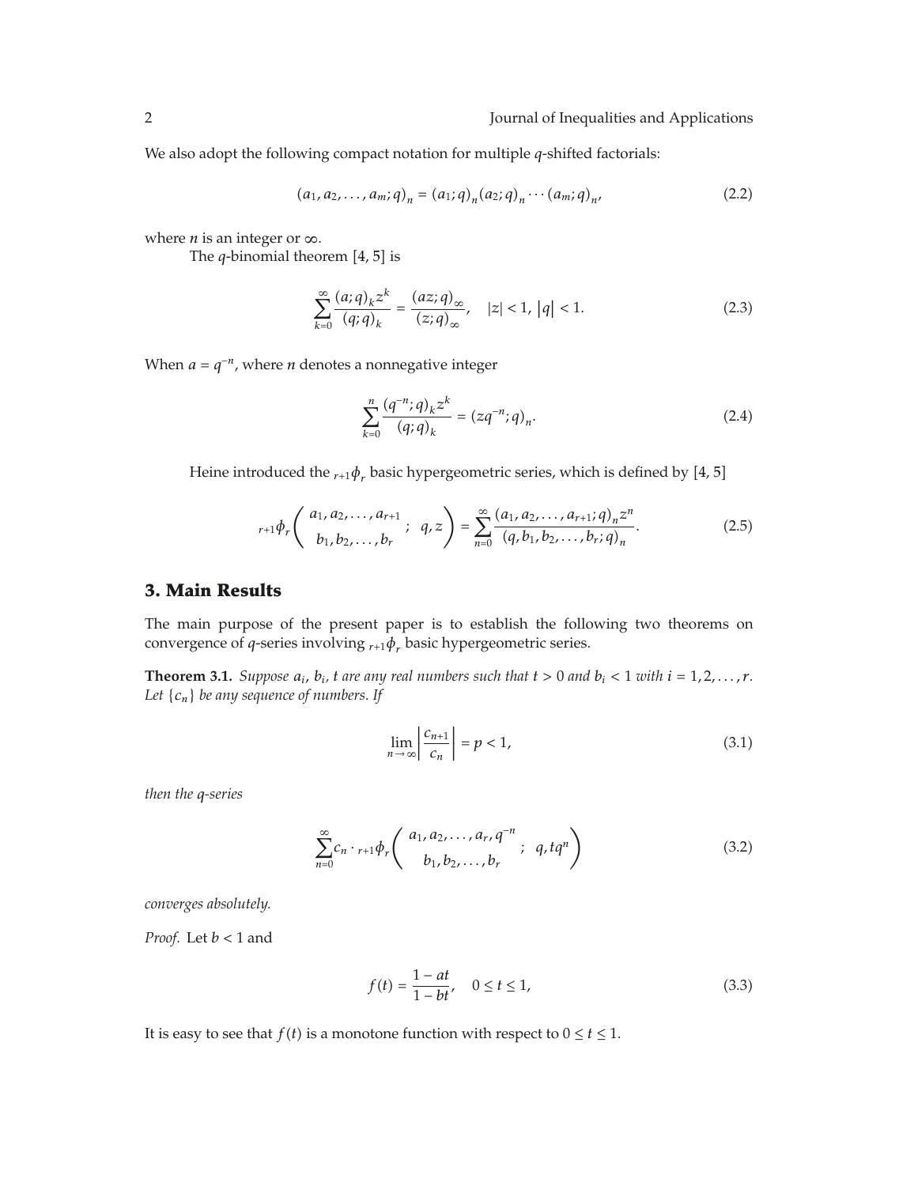We also adopt the following compact notation for multiple $q$-shifted factorials:

$$(a_1, a_2, \ldots, a_m; q)_n = (a_1; q)_n (a_2; q)_n \cdots (a_m; q)_n, \tag{2.2}$$

where $n$ is an integer or $\infty$.

The $q$-binomial theorem [4, 5] is

$$\sum_{k=0}^{\infty} \frac{(a;q)_k z^k}{(q;q)_k} = \frac{(az;q)_\infty}{(z;q)_\infty}, \quad |z| < 1, \ |q| < 1. \tag{2.3}$$

When $a = q^{-n}$, where $n$ denotes a nonnegative integer

$$\sum_{k=0}^{n} \frac{(q^{-n};q)_k z^k}{(q;q)_k} = (zq^{-n};q)_n. \tag{2.4}$$

Heine introduced the ${}_{r+1}\phi_r$ basic hypergeometric series, which is defined by [4, 5]

$${}_{r+1}\phi_r\left( \begin{matrix} a_1, a_2, \ldots, a_{r+1} \\ b_1, b_2, \ldots, b_r \end{matrix} ; \ q, z \right) = \sum_{n=0}^{\infty} \frac{(a_1, a_2, \ldots, a_{r+1}; q)_n z^n}{(q, b_1, b_2, \ldots, b_r; q)_n}. \tag{2.5}$$

## 3. Main Results

The main purpose of the present paper is to establish the following two theorems on convergence of $q$-series involving ${}_{r+1}\phi_r$ basic hypergeometric series.

**Theorem 3.1.** *Suppose $a_i$, $b_i$, $t$ are any real numbers such that $t > 0$ and $b_i < 1$ with $i = 1, 2, \ldots, r$. Let $\{c_n\}$ be any sequence of numbers. If*

$$\lim_{n \to \infty} \left| \frac{c_{n+1}}{c_n} \right| = p < 1, \tag{3.1}$$

*then the $q$-series*

$$\sum_{n=0}^{\infty} c_n \cdot {}_{r+1}\phi_r\left( \begin{matrix} a_1, a_2, \ldots, a_r, q^{-n} \\ b_1, b_2, \ldots, b_r \end{matrix} ; \ q, tq^n \right) \tag{3.2}$$

*converges absolutely.*

*Proof.* Let $b < 1$ and

$$f(t) = \frac{1 - at}{1 - bt}, \quad 0 \le t \le 1, \tag{3.3}$$

It is easy to see that $f(t)$ is a monotone function with respect to $0 \le t \le 1$.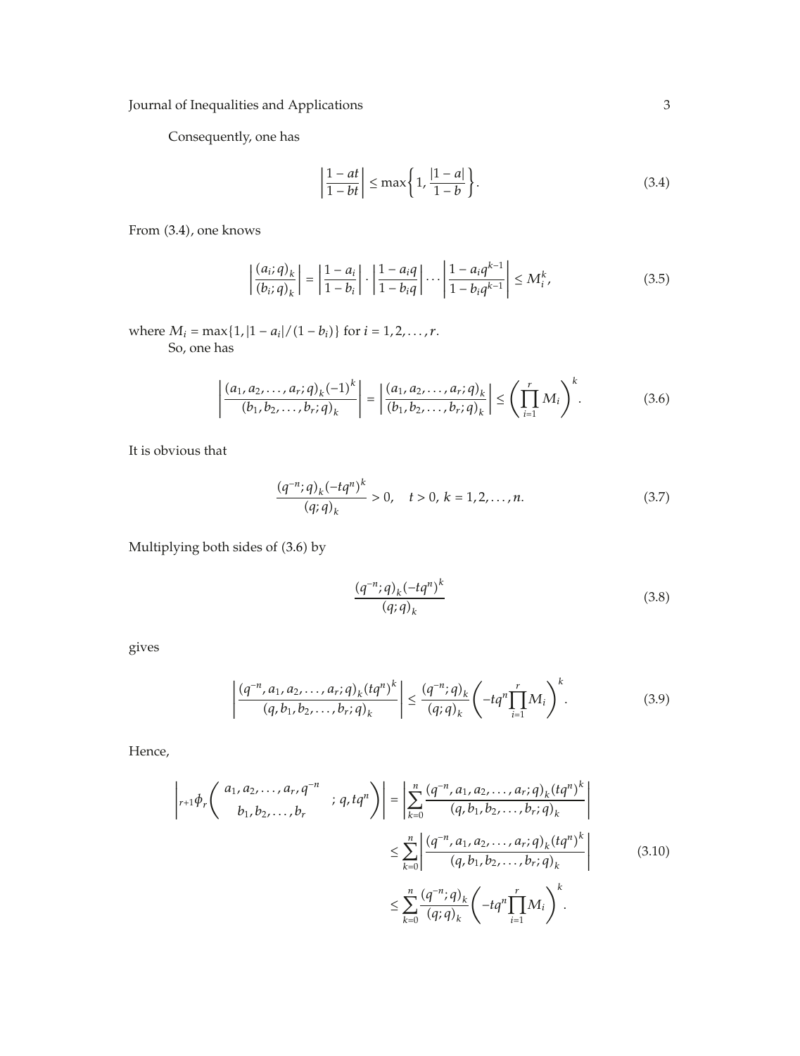Consequently, one has

$$\left|\frac{1-at}{1-bt}\right| \leq \max\left\{1, \frac{|1-a|}{1-b}\right\}. \tag{3.4}$$

From (3.4), one knows

$$\left|\frac{(a_i;q)_k}{(b_i;q)_k}\right| = \left|\frac{1-a_i}{1-b_i}\right| \cdot \left|\frac{1-a_iq}{1-b_iq}\right| \cdots \left|\frac{1-a_iq^{k-1}}{1-b_iq^{k-1}}\right| \leq M_i^k, \tag{3.5}$$

where $M_i = \max\{1, |1-a_i|/(1-b_i)\}$ for $i = 1, 2, \ldots, r$.

So, one has

$$\left|\frac{(a_1, a_2, \ldots, a_r; q)_k (-1)^k}{(b_1, b_2, \ldots, b_r; q)_k}\right| = \left|\frac{(a_1, a_2, \ldots, a_r; q)_k}{(b_1, b_2, \ldots, b_r; q)_k}\right| \leq \left(\prod_{i=1}^{r} M_i\right)^k. \tag{3.6}$$

It is obvious that

$$\frac{(q^{-n};q)_k(-tq^n)^k}{(q;q)_k} > 0, \quad t > 0,\ k = 1, 2, \ldots, n. \tag{3.7}$$

Multiplying both sides of (3.6) by

$$\frac{(q^{-n};q)_k(-tq^n)^k}{(q;q)_k} \tag{3.8}$$

gives

$$\left|\frac{(q^{-n}, a_1, a_2, \ldots, a_r; q)_k (tq^n)^k}{(q, b_1, b_2, \ldots, b_r; q)_k}\right| \leq \frac{(q^{-n};q)_k}{(q;q)_k}\left(-tq^n \prod_{i=1}^{r} M_i\right)^k. \tag{3.9}$$

Hence,

$$\begin{aligned}
\left|{}_{r+1}\phi_r\left(\begin{matrix} a_1, a_2, \ldots, a_r, q^{-n} \\ b_1, b_2, \ldots, b_r \end{matrix}; q, tq^n\right)\right| &= \left|\sum_{k=0}^{n} \frac{(q^{-n}, a_1, a_2, \ldots, a_r; q)_k (tq^n)^k}{(q, b_1, b_2, \ldots, b_r; q)_k}\right| \\
&\leq \sum_{k=0}^{n} \left|\frac{(q^{-n}, a_1, a_2, \ldots, a_r; q)_k (tq^n)^k}{(q, b_1, b_2, \ldots, b_r; q)_k}\right| \\
&\leq \sum_{k=0}^{n} \frac{(q^{-n};q)_k}{(q;q)_k}\left(-tq^n \prod_{i=1}^{r} M_i\right)^k.
\end{aligned} \tag{3.10}$$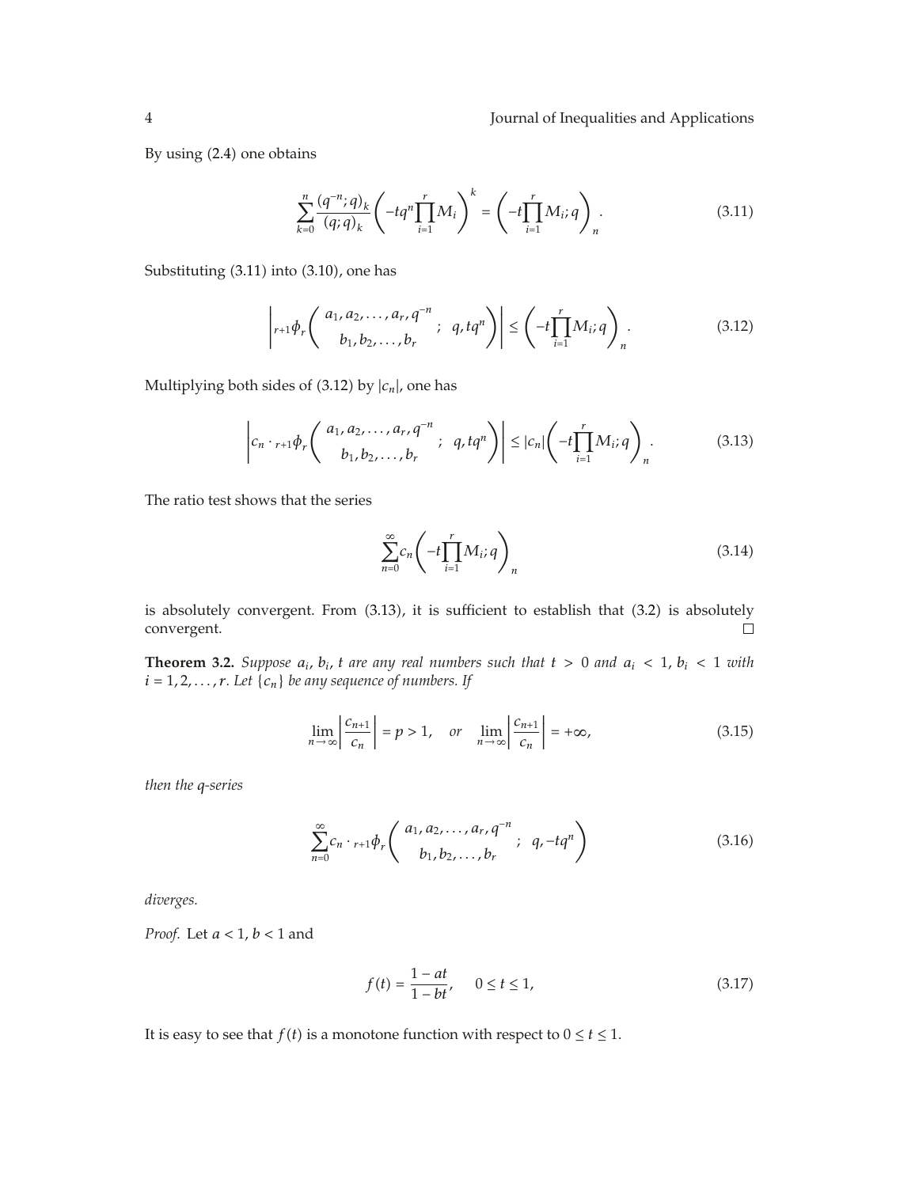By using (2.4) one obtains

$$\sum_{k=0}^{n} \frac{(q^{-n};q)_k}{(q;q)_k} \left( -tq^n \prod_{i=1}^{r} M_i \right)^k = \left( -t \prod_{i=1}^{r} M_i; q \right)_n. \tag{3.11}$$

Substituting (3.11) into (3.10), one has

$$\left| {}_{r+1}\phi_r \left( \begin{matrix} a_1, a_2, \ldots, a_r, q^{-n} \\ b_1, b_2, \ldots, b_r \end{matrix} ;\ q, tq^n \right) \right| \leq \left( -t \prod_{i=1}^{r} M_i; q \right)_n. \tag{3.12}$$

Multiplying both sides of (3.12) by $|c_n|$, one has

$$\left| c_n \cdot {}_{r+1}\phi_r \left( \begin{matrix} a_1, a_2, \ldots, a_r, q^{-n} \\ b_1, b_2, \ldots, b_r \end{matrix} ;\ q, tq^n \right) \right| \leq |c_n| \left( -t \prod_{i=1}^{r} M_i; q \right)_n. \tag{3.13}$$

The ratio test shows that the series

$$\sum_{n=0}^{\infty} c_n \left( -t \prod_{i=1}^{r} M_i; q \right)_n \tag{3.14}$$

is absolutely convergent. From (3.13), it is sufficient to establish that (3.2) is absolutely convergent. □

**Theorem 3.2.** *Suppose $a_i$, $b_i$, $t$ are any real numbers such that $t > 0$ and $a_i < 1$, $b_i < 1$ with $i = 1, 2, \ldots, r$. Let $\{c_n\}$ be any sequence of numbers. If*

$$\lim_{n \to \infty} \left| \frac{c_{n+1}}{c_n} \right| = p > 1, \quad \text{or} \quad \lim_{n \to \infty} \left| \frac{c_{n+1}}{c_n} \right| = +\infty, \tag{3.15}$$

*then the q-series*

$$\sum_{n=0}^{\infty} c_n \cdot {}_{r+1}\phi_r \left( \begin{matrix} a_1, a_2, \ldots, a_r, q^{-n} \\ b_1, b_2, \ldots, b_r \end{matrix} ;\ q, -tq^n \right) \tag{3.16}$$

*diverges.*

*Proof.* Let $a < 1$, $b < 1$ and

$$f(t) = \frac{1 - at}{1 - bt}, \quad 0 \leq t \leq 1, \tag{3.17}$$

It is easy to see that $f(t)$ is a monotone function with respect to $0 \leq t \leq 1$.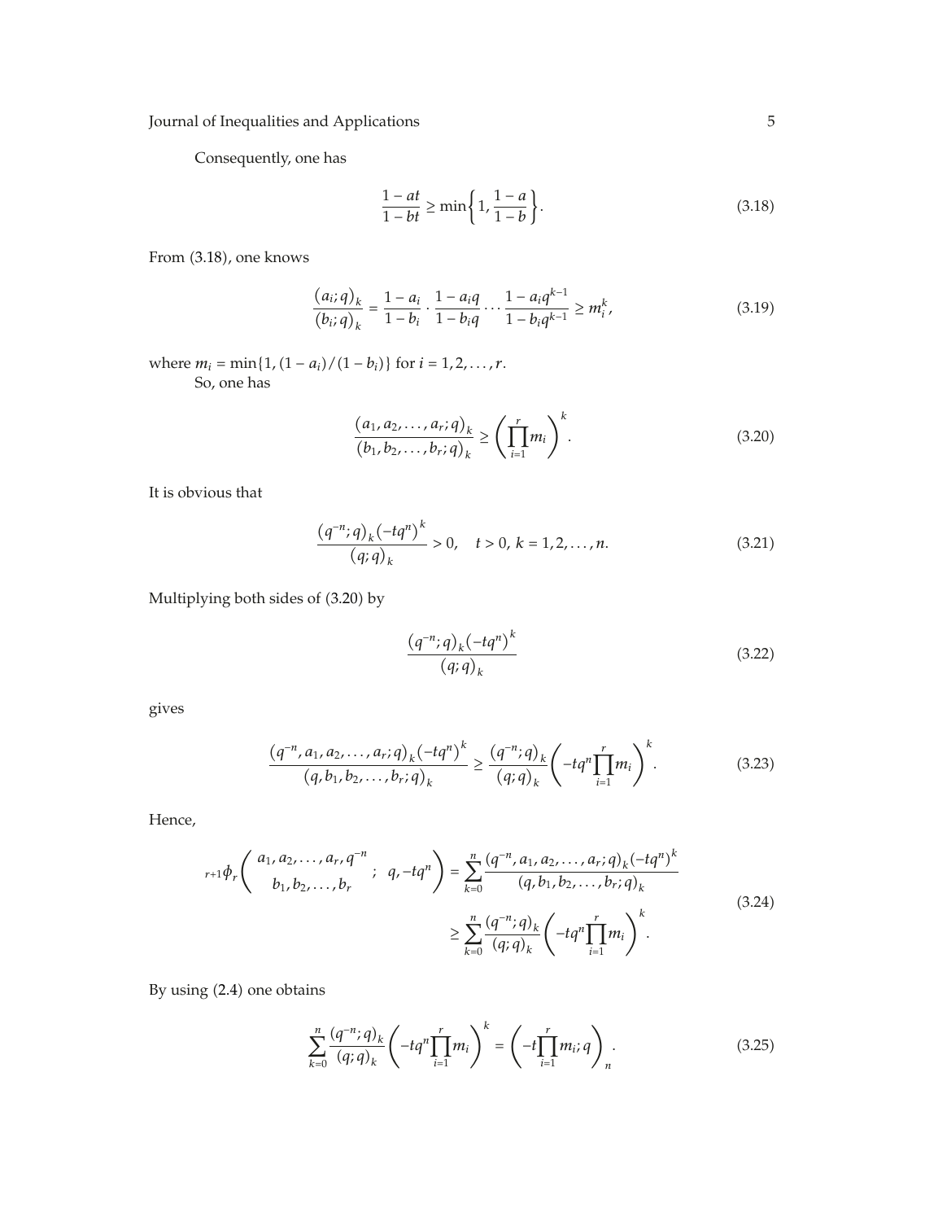Consequently, one has

$$\frac{1-at}{1-bt} \geq \min\left\{1, \frac{1-a}{1-b}\right\}. \tag{3.18}$$

From (3.18), one knows

$$\frac{(a_i;q)_k}{(b_i;q)_k} = \frac{1-a_i}{1-b_i} \cdot \frac{1-a_i q}{1-b_i q} \cdots \frac{1-a_i q^{k-1}}{1-b_i q^{k-1}} \geq m_i^k, \tag{3.19}$$

where $m_i = \min\{1, (1-a_i)/(1-b_i)\}$ for $i = 1, 2, \ldots, r$.

So, one has

$$\frac{(a_1, a_2, \ldots, a_r; q)_k}{(b_1, b_2, \ldots, b_r; q)_k} \geq \left(\prod_{i=1}^{r} m_i\right)^k. \tag{3.20}$$

It is obvious that

$$\frac{(q^{-n};q)_k (-tq^n)^k}{(q;q)_k} > 0, \quad t > 0,\ k = 1, 2, \ldots, n. \tag{3.21}$$

Multiplying both sides of (3.20) by

$$\frac{(q^{-n};q)_k (-tq^n)^k}{(q;q)_k} \tag{3.22}$$

gives

$$\frac{(q^{-n}, a_1, a_2, \ldots, a_r; q)_k (-tq^n)^k}{(q, b_1, b_2, \ldots, b_r; q)_k} \geq \frac{(q^{-n};q)_k}{(q;q)_k} \left(-tq^n \prod_{i=1}^{r} m_i\right)^k. \tag{3.23}$$

Hence,

$$\begin{aligned}
{}_{r+1}\phi_r\left(\begin{matrix} a_1, a_2, \ldots, a_r, q^{-n} \\ b_1, b_2, \ldots, b_r \end{matrix} ;\ q, -tq^n\right) &= \sum_{k=0}^{n} \frac{(q^{-n}, a_1, a_2, \ldots, a_r; q)_k (-tq^n)^k}{(q, b_1, b_2, \ldots, b_r; q)_k} \\
&\geq \sum_{k=0}^{n} \frac{(q^{-n};q)_k}{(q;q)_k} \left(-tq^n \prod_{i=1}^{r} m_i\right)^k.
\end{aligned} \tag{3.24}$$

By using (2.4) one obtains

$$\sum_{k=0}^{n} \frac{(q^{-n};q)_k}{(q;q)_k} \left(-tq^n \prod_{i=1}^{r} m_i\right)^k = \left(-t\prod_{i=1}^{r} m_i; q\right)_n. \tag{3.25}$$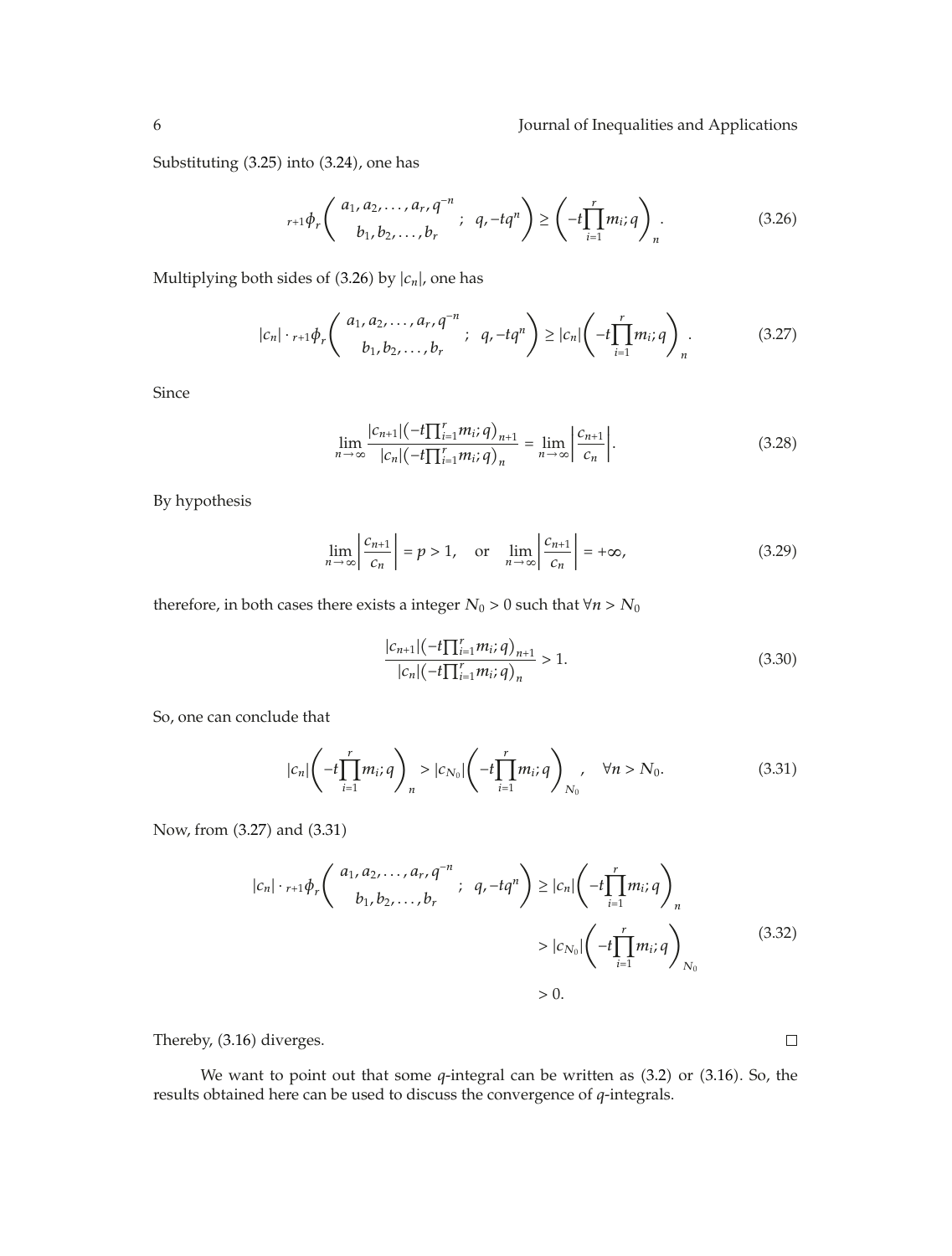Substituting (3.25) into (3.24), one has

$$
{}_{r+1}\phi_r\left(\begin{matrix} a_1, a_2, \ldots, a_r, q^{-n} \\ b_1, b_2, \ldots, b_r \end{matrix} ;\quad q, -tq^n\right) \geq \left(-t\prod_{i=1}^{r} m_i; q\right)_n. \tag{3.26}
$$

Multiplying both sides of (3.26) by $|c_n|$, one has

$$
|c_n| \cdot {}_{r+1}\phi_r\left(\begin{matrix} a_1, a_2, \ldots, a_r, q^{-n} \\ b_1, b_2, \ldots, b_r \end{matrix} ;\quad q, -tq^n\right) \geq |c_n|\left(-t\prod_{i=1}^{r} m_i; q\right)_n. \tag{3.27}
$$

Since

$$
\lim_{n\to\infty} \frac{|c_{n+1}|\left(-t\prod_{i=1}^{r} m_i; q\right)_{n+1}}{|c_n|\left(-t\prod_{i=1}^{r} m_i; q\right)_n} = \lim_{n\to\infty}\left|\frac{c_{n+1}}{c_n}\right|. \tag{3.28}
$$

By hypothesis

$$
\lim_{n\to\infty}\left|\frac{c_{n+1}}{c_n}\right| = p > 1, \quad \text{or} \quad \lim_{n\to\infty}\left|\frac{c_{n+1}}{c_n}\right| = +\infty, \tag{3.29}
$$

therefore, in both cases there exists a integer $N_0 > 0$ such that $\forall n > N_0$

$$
\frac{|c_{n+1}|\left(-t\prod_{i=1}^{r} m_i; q\right)_{n+1}}{|c_n|\left(-t\prod_{i=1}^{r} m_i; q\right)_n} > 1. \tag{3.30}
$$

So, one can conclude that

$$
|c_n|\left(-t\prod_{i=1}^{r} m_i; q\right)_n > |c_{N_0}|\left(-t\prod_{i=1}^{r} m_i; q\right)_{N_0}, \quad \forall n > N_0. \tag{3.31}
$$

Now, from (3.27) and (3.31)

$$
\begin{aligned}
|c_n| \cdot {}_{r+1}\phi_r\left(\begin{matrix} a_1, a_2, \ldots, a_r, q^{-n} \\ b_1, b_2, \ldots, b_r \end{matrix} ;\quad q, -tq^n\right) &\geq |c_n|\left(-t\prod_{i=1}^{r} m_i; q\right)_n \\
&> |c_{N_0}|\left(-t\prod_{i=1}^{r} m_i; q\right)_{N_0} \\
&> 0.
\end{aligned} \tag{3.32}
$$

Thereby, (3.16) diverges. □

We want to point out that some $q$-integral can be written as (3.2) or (3.16). So, the results obtained here can be used to discuss the convergence of $q$-integrals.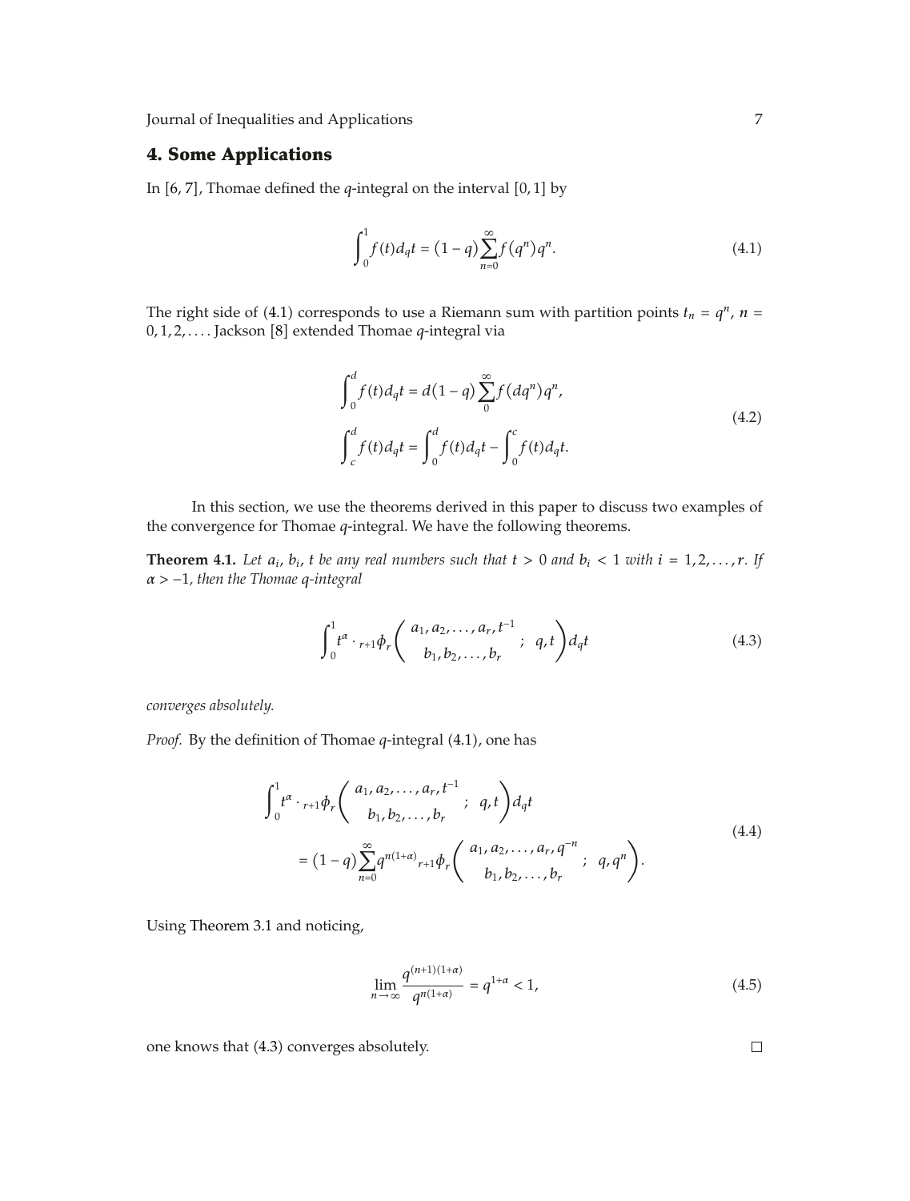## 4. Some Applications

In [6, 7], Thomae defined the $q$-integral on the interval $[0,1]$ by

$$\int_0^1 f(t)d_qt = (1-q)\sum_{n=0}^{\infty} f(q^n)q^n. \tag{4.1}$$

The right side of (4.1) corresponds to use a Riemann sum with partition points $t_n = q^n$, $n = 0,1,2,\ldots$. Jackson [8] extended Thomae $q$-integral via

$$\begin{aligned}\int_0^d f(t)d_qt &= d(1-q)\sum_{0}^{\infty} f(dq^n)q^n,\\ \int_c^d f(t)d_qt &= \int_0^d f(t)d_qt - \int_0^c f(t)d_qt.\end{aligned} \tag{4.2}$$

In this section, we use the theorems derived in this paper to discuss two examples of the convergence for Thomae $q$-integral. We have the following theorems.

**Theorem 4.1.** *Let $a_i$, $b_i$, $t$ be any real numbers such that $t > 0$ and $b_i < 1$ with $i = 1,2,\ldots,r$. If $\alpha > -1$, then the Thomae $q$-integral*

$$\int_0^1 t^{\alpha} \cdot {}_{r+1}\phi_r\left(\begin{matrix} a_1, a_2, \ldots, a_r, t^{-1} \\ b_1, b_2, \ldots, b_r \end{matrix} ;\ q, t\right)d_qt \tag{4.3}$$

*converges absolutely.*

*Proof.* By the definition of Thomae $q$-integral (4.1), one has

$$\begin{aligned}&\int_0^1 t^{\alpha} \cdot {}_{r+1}\phi_r\left(\begin{matrix} a_1, a_2, \ldots, a_r, t^{-1} \\ b_1, b_2, \ldots, b_r \end{matrix} ;\ q, t\right)d_qt\\ &\quad = (1-q)\sum_{n=0}^{\infty} q^{n(1+\alpha)}{}_{r+1}\phi_r\left(\begin{matrix} a_1, a_2, \ldots, a_r, q^{-n} \\ b_1, b_2, \ldots, b_r \end{matrix} ;\ q, q^n\right).\end{aligned} \tag{4.4}$$

Using Theorem 3.1 and noticing,

$$\lim_{n\to\infty} \frac{q^{(n+1)(1+\alpha)}}{q^{n(1+\alpha)}} = q^{1+\alpha} < 1, \tag{4.5}$$

one knows that (4.3) converges absolutely. □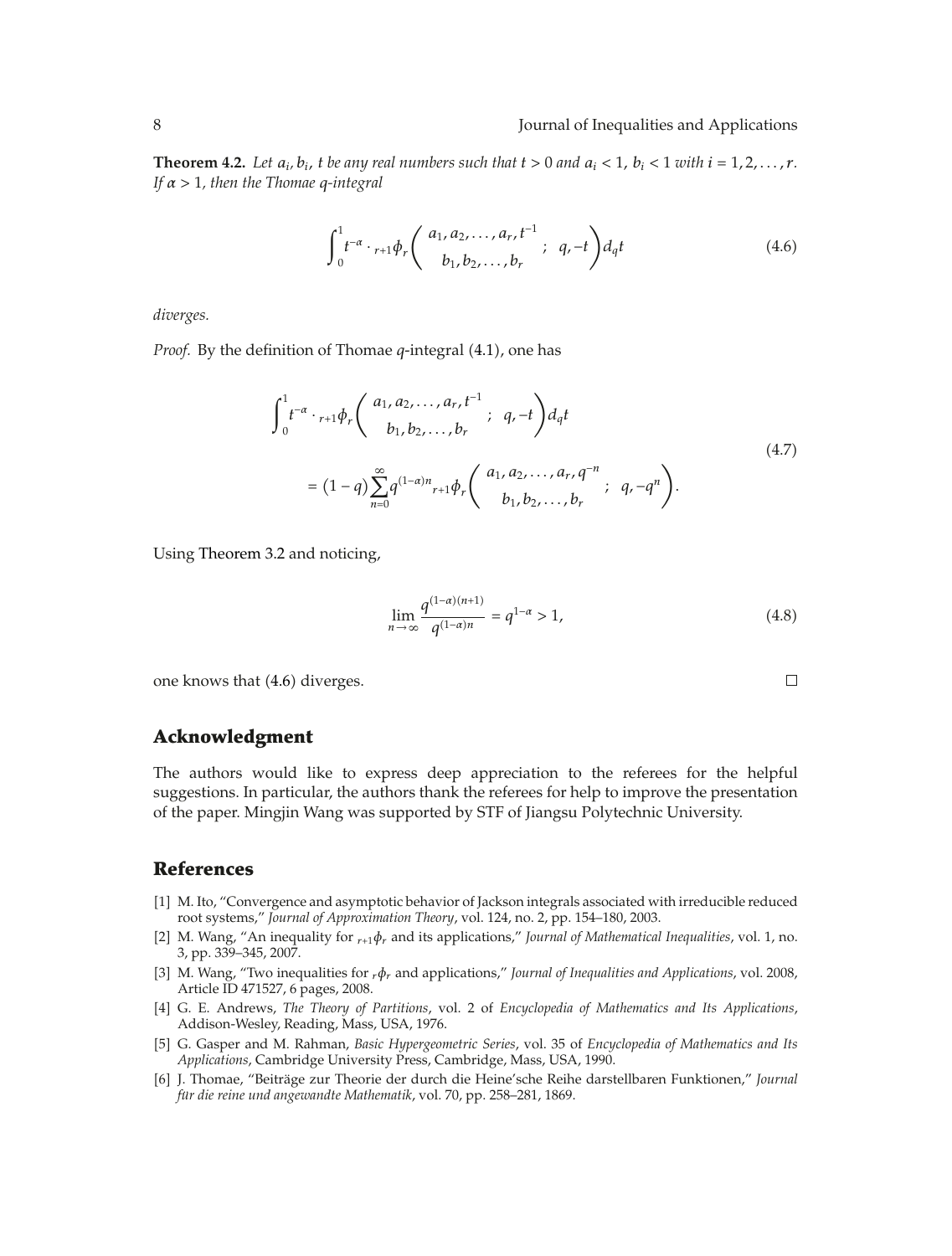**Theorem 4.2.** *Let $a_i, b_i, t$ be any real numbers such that $t > 0$ and $a_i < 1$, $b_i < 1$ with $i = 1, 2, \ldots, r$. If $\alpha > 1$, then the Thomae $q$-integral*

$$\int_0^1 t^{-\alpha} \cdot {}_{r+1}\phi_r\left(\begin{matrix} a_1, a_2, \ldots, a_r, t^{-1} \\ b_1, b_2, \ldots, b_r \end{matrix} ;\ q, -t\right) d_q t \tag{4.6}$$

*diverges.*

*Proof.* By the definition of Thomae $q$-integral (4.1), one has

$$\begin{aligned} &\int_0^1 t^{-\alpha} \cdot {}_{r+1}\phi_r\left(\begin{matrix} a_1, a_2, \ldots, a_r, t^{-1} \\ b_1, b_2, \ldots, b_r \end{matrix} ;\ q, -t\right) d_q t \\ &\quad = (1-q) \sum_{n=0}^{\infty} q^{(1-\alpha)n} {}_{r+1}\phi_r\left(\begin{matrix} a_1, a_2, \ldots, a_r, q^{-n} \\ b_1, b_2, \ldots, b_r \end{matrix} ;\ q, -q^n\right). \end{aligned} \tag{4.7}$$

Using Theorem 3.2 and noticing,

$$\lim_{n \to \infty} \frac{q^{(1-\alpha)(n+1)}}{q^{(1-\alpha)n}} = q^{1-\alpha} > 1, \tag{4.8}$$

one knows that (4.6) diverges. □

## Acknowledgment

The authors would like to express deep appreciation to the referees for the helpful suggestions. In particular, the authors thank the referees for help to improve the presentation of the paper. Mingjin Wang was supported by STF of Jiangsu Polytechnic University.

## References

[1] M. Ito, "Convergence and asymptotic behavior of Jackson integrals associated with irreducible reduced root systems," *Journal of Approximation Theory*, vol. 124, no. 2, pp. 154–180, 2003.

[2] M. Wang, "An inequality for ${}_{r+1}\phi_r$ and its applications," *Journal of Mathematical Inequalities*, vol. 1, no. 3, pp. 339–345, 2007.

[3] M. Wang, "Two inequalities for ${}_r\phi_r$ and applications," *Journal of Inequalities and Applications*, vol. 2008, Article ID 471527, 6 pages, 2008.

[4] G. E. Andrews, *The Theory of Partitions*, vol. 2 of *Encyclopedia of Mathematics and Its Applications*, Addison-Wesley, Reading, Mass, USA, 1976.

[5] G. Gasper and M. Rahman, *Basic Hypergeometric Series*, vol. 35 of *Encyclopedia of Mathematics and Its Applications*, Cambridge University Press, Cambridge, Mass, USA, 1990.

[6] J. Thomae, "Beiträge zur Theorie der durch die Heine'sche Reihe darstellbaren Funktionen," *Journal für die reine und angewandte Mathematik*, vol. 70, pp. 258–281, 1869.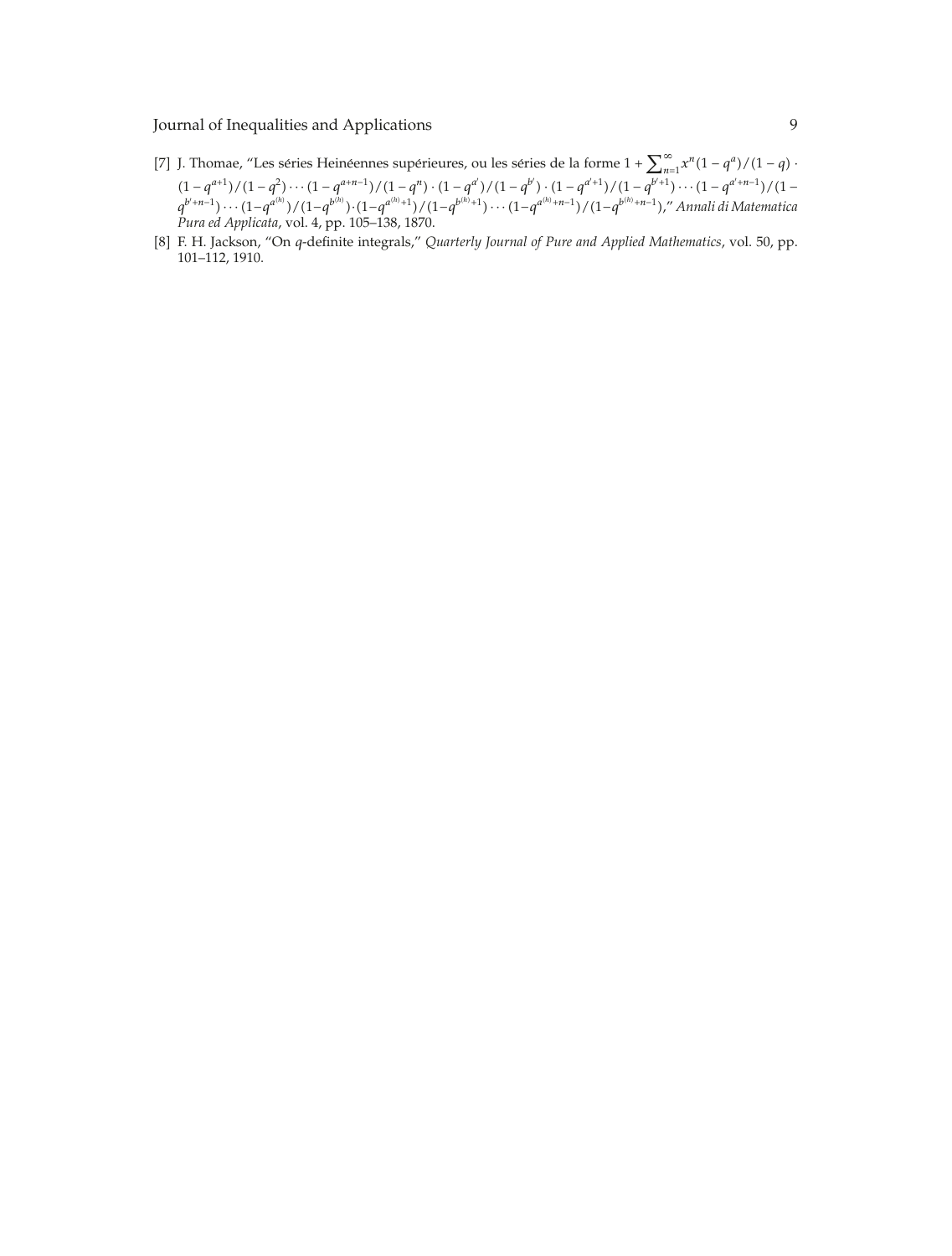[7] J. Thomae, "Les séries Heinéennes supérieures, ou les séries de la forme $1 + \sum_{n=1}^{\infty} x^n (1-q^a)/(1-q) \cdot (1-q^{a+1})/(1-q^2) \cdots (1-q^{a+n-1})/(1-q^n) \cdot (1-q^{a'})/(1-q^{b'}) \cdot (1-q^{a'+1})/(1-q^{b'+1}) \cdots (1-q^{a'+n-1})/(1-q^{b'+n-1}) \cdots (1-q^{a^{(h)}})/(1-q^{b^{(h)}}) \cdot (1-q^{a^{(h)}+1})/(1-q^{b^{(h)}+1}) \cdots (1-q^{a^{(h)}+n-1})/(1-q^{b^{(h)}+n-1})$," *Annali di Matematica Pura ed Applicata*, vol. 4, pp. 105–138, 1870.

[8] F. H. Jackson, "On $q$-definite integrals," *Quarterly Journal of Pure and Applied Mathematics*, vol. 50, pp. 101–112, 1910.